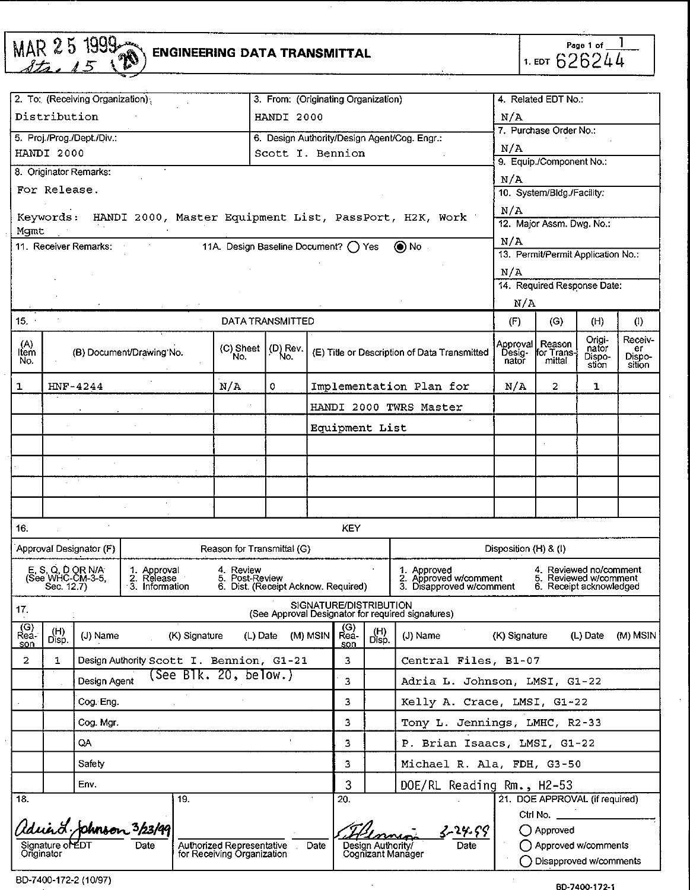MAR 25 1999
Sta. 15 (20)

# ENGINEERING DATA TRANSMITTAL

Page 1 of 1

1. EDT 626244

| 2. To: (Receiving Organization) | 3. From: (Originating Organization) | 4. Related EDT No.: |
|---|---|---|
| Distribution | HANDI 2000 | N/A |
| 5. Proj./Prog./Dept./Div.: | 6. Design Authority/Design Agent/Cog. Engr.: | 7. Purchase Order No.: N/A |
| HANDI 2000 | Scott I. Bennion | 9. Equip./Component No.: N/A |

8. Originator Remarks:

For Release.

Keywords: HANDI 2000, Master Equipment List, PassPort, H2K, Work Mgmt

10. System/Bldg./Facility: N/A

11. Receiver Remarks: 11A. Design Baseline Document? ○ Yes ◉ No

12. Major Assm. Dwg. No.: N/A

13. Permit/Permit Application No.: N/A

14. Required Response Date: N/A

15. DATA TRANSMITTED

| (A) Item No. | (B) Document/Drawing No. | (C) Sheet No. | (D) Rev. No. | (E) Title or Description of Data Transmitted | (F) Approval Designator | (G) Reason for Transmittal | (H) Originator Disposition | (I) Receiver Disposition |
|---|---|---|---|---|---|---|---|---|
| 1 | HNF-4244 | N/A | 0 | Implementation Plan for HANDI 2000 TWRS Master Equipment List | N/A | 2 | 1 | |

16. KEY

| Approval Designator (F) | Reason for Transmittal (G) | Disposition (H) & (I) |
|---|---|---|
| E, S, Q, D OR N/A (See WHC-CM-3-5, Sec. 12.7) | 1. Approval 2. Release 3. Information 4. Review 5. Post-Review 6. Dist. (Receipt Acknow. Required) | 1. Approved 2. Approved w/comment 3. Disapproved w/comment 4. Reviewed no/comment 5. Reviewed w/comment 6. Receipt acknowledged |

17. SIGNATURE/DISTRIBUTION (See Approval Designator for required signatures)

| (G) Reason | (H) Disp. | (J) Name | (K) Signature | (L) Date | (M) MSIN | (G) Reason | (H) Disp. | (J) Name | (K) Signature | (L) Date | (M) MSIN |
|---|---|---|---|---|---|---|---|---|---|---|---|
| 2 | 1 | Design Authority Scott I. Bennion | | | G1-21 | 3 | | Central Files | | | B1-07 |
| | | Design Agent (See Blk. 20, below.) | | | | 3 | | Adria L. Johnson, LMSI | | | G1-22 |
| | | Cog. Eng. | | | | 3 | | Kelly A. Crace, LMSI | | | G1-22 |
| | | Cog. Mgr. | | | | 3 | | Tony L. Jennings, LMHC | | | R2-33 |
| | | QA | | | | 3 | | P. Brian Isaacs, LMSI | | | G1-22 |
| | | Safety | | | | 3 | | Michael R. Ala, FDH | | | G3-50 |
| | | Env. | | | | 3 | | DOE/RL Reading Rm. | | | H2-53 |

| 18. | 19. | 20. | 21. DOE APPROVAL (if required) |
|---|---|---|---|
| Adria L. Johnson 3/23/99 | | S. Bennion 3-24-99 | Ctrl No. ________ |
| Signature of EDT Originator / Date | Authorized Representative for Receiving Organization / Date | Design Authority/ Cognizant Manager / Date | ○ Approved ○ Approved w/comments ○ Disapproved w/comments |

BD-7400-172-2 (10/97)

BD-7400-172-1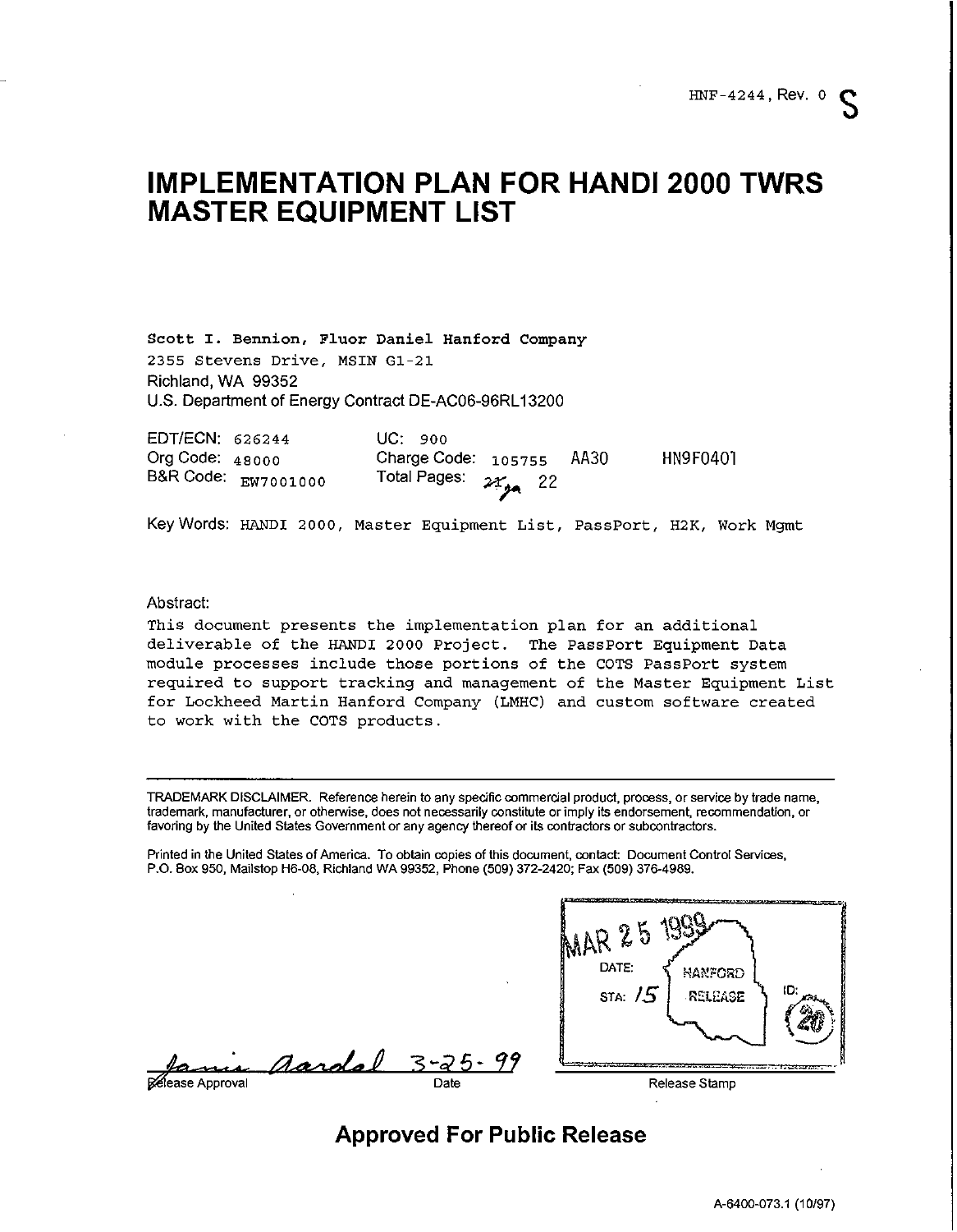HNF-4244, Rev. 0

# IMPLEMENTATION PLAN FOR HANDI 2000 TWRS MASTER EQUIPMENT LIST

**Scott I. Bennion, Fluor Daniel Hanford Company**
2355 Stevens Drive, MSIN G1-21
Richland, WA 99352
U.S. Department of Energy Contract DE-AC06-96RL13200

EDT/ECN: 626244 UC: 900
Org Code: 48000 Charge Code: 105755 AA30 HN9F0401
B&R Code: EW7001000 Total Pages: 22

Key Words: HANDI 2000, Master Equipment List, PassPort, H2K, Work Mgmt

Abstract:
This document presents the implementation plan for an additional deliverable of the HANDI 2000 Project. The PassPort Equipment Data module processes include those portions of the COTS PassPort system required to support tracking and management of the Master Equipment List for Lockheed Martin Hanford Company (LMHC) and custom software created to work with the COTS products.

TRADEMARK DISCLAIMER. Reference herein to any specific commercial product, process, or service by trade name, trademark, manufacturer, or otherwise, does not necessarily constitute or imply its endorsement, recommendation, or favoring by the United States Government or any agency thereof or its contractors or subcontractors.

Printed in the United States of America. To obtain copies of this document, contact: Document Control Services, P.O. Box 950, Mailstop H6-08, Richland WA 99352, Phone (509) 372-2420; Fax (509) 376-4989.

MAR 25 1999
DATE: HANFORD
STA: 15 RELEASE ID: 20

Janis Aardal 3-25-99
Release Approval Date

Release Stamp

**Approved For Public Release**

A-6400-073.1 (10/97)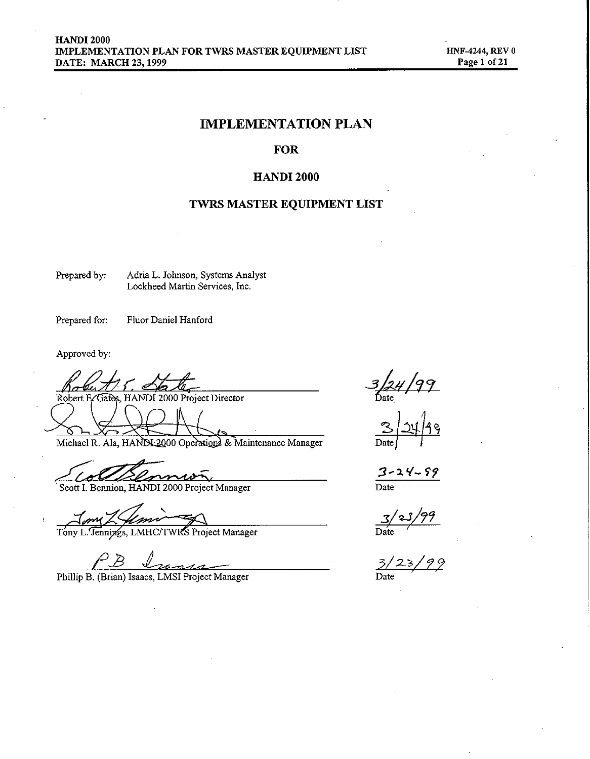# IMPLEMENTATION PLAN

## FOR

## HANDI 2000

## TWRS MASTER EQUIPMENT LIST

Prepared by: Adria L. Johnson, Systems Analyst
Lockheed Martin Services, Inc.

Prepared for: Fluor Daniel Hanford

Approved by:

| | |
|---|---|
| Robert E. Gates, HANDI 2000 Project Director | Date 3/24/99 |
| Michael R. Ala, HANDI 2000 Operations & Maintenance Manager | Date 3/24/99 |
| Scott I. Bennion, HANDI 2000 Project Manager | Date 3-24-99 |
| Tony L. Jennings, LMHC/TWRS Project Manager | Date 3/23/99 |
| Phillip B. (Brian) Isaacs, LMSI Project Manager | Date 3/23/99 |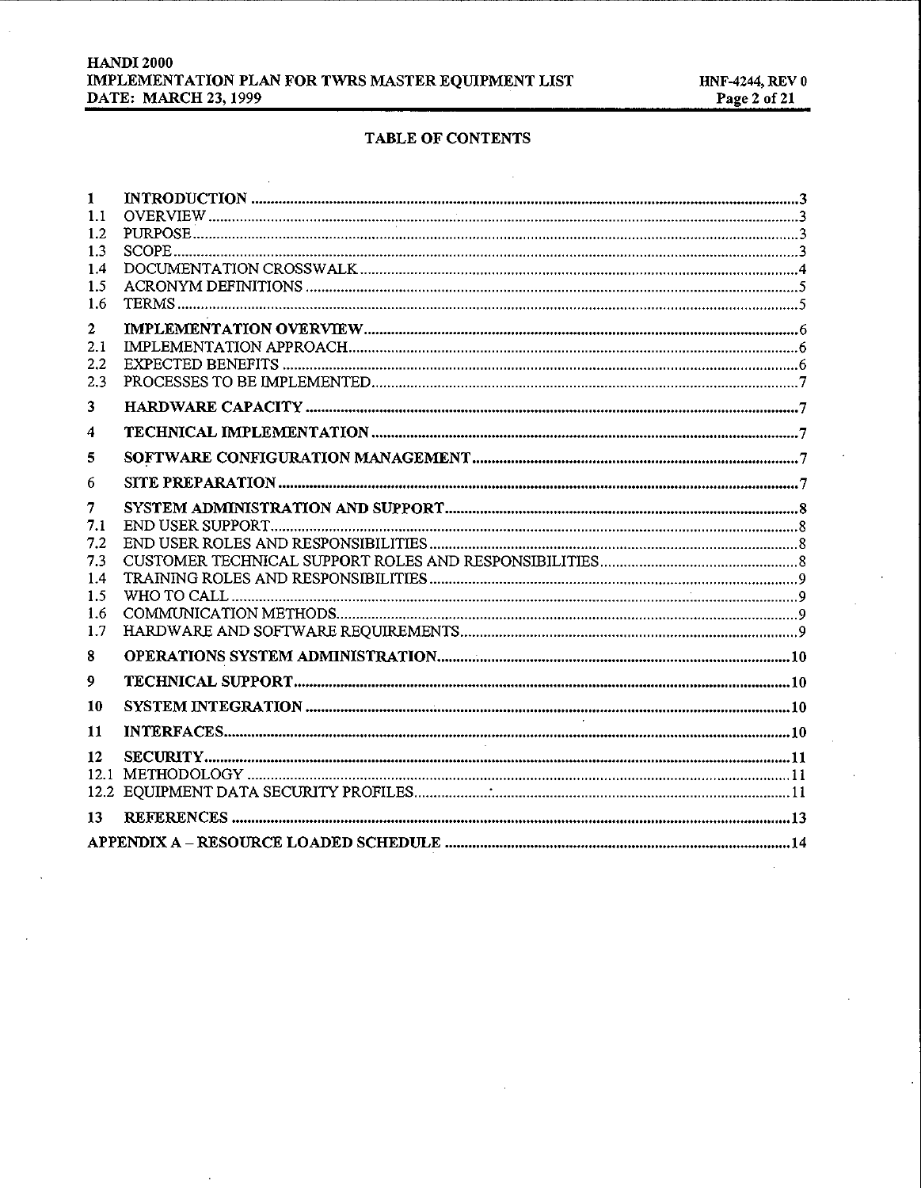## TABLE OF CONTENTS

| | | |
|---|---|---|
| **1** | **INTRODUCTION** | **3** |
| 1.1 | OVERVIEW | 3 |
| 1.2 | PURPOSE | 3 |
| 1.3 | SCOPE | 3 |
| 1.4 | DOCUMENTATION CROSSWALK | 4 |
| 1.5 | ACRONYM DEFINITIONS | 5 |
| 1.6 | TERMS | 5 |
| **2** | **IMPLEMENTATION OVERVIEW** | **6** |
| 2.1 | IMPLEMENTATION APPROACH | 6 |
| 2.2 | EXPECTED BENEFITS | 6 |
| 2.3 | PROCESSES TO BE IMPLEMENTED | 7 |
| **3** | **HARDWARE CAPACITY** | **7** |
| **4** | **TECHNICAL IMPLEMENTATION** | **7** |
| **5** | **SOFTWARE CONFIGURATION MANAGEMENT** | **7** |
| **6** | **SITE PREPARATION** | **7** |
| **7** | **SYSTEM ADMINISTRATION AND SUPPORT** | **8** |
| 7.1 | END USER SUPPORT | 8 |
| 7.2 | END USER ROLES AND RESPONSIBILITIES | 8 |
| 7.3 | CUSTOMER TECHNICAL SUPPORT ROLES AND RESPONSIBILITIES | 8 |
| 1.4 | TRAINING ROLES AND RESPONSIBILITIES | 9 |
| 1.5 | WHO TO CALL | 9 |
| 1.6 | COMMUNICATION METHODS | 9 |
| 1.7 | HARDWARE AND SOFTWARE REQUIREMENTS | 9 |
| **8** | **OPERATIONS SYSTEM ADMINISTRATION** | **10** |
| **9** | **TECHNICAL SUPPORT** | **10** |
| **10** | **SYSTEM INTEGRATION** | **10** |
| **11** | **INTERFACES** | **10** |
| **12** | **SECURITY** | **11** |
| 12.1 | METHODOLOGY | 11 |
| 12.2 | EQUIPMENT DATA SECURITY PROFILES | 11 |
| **13** | **REFERENCES** | **13** |
| | **APPENDIX A – RESOURCE LOADED SCHEDULE** | **14** |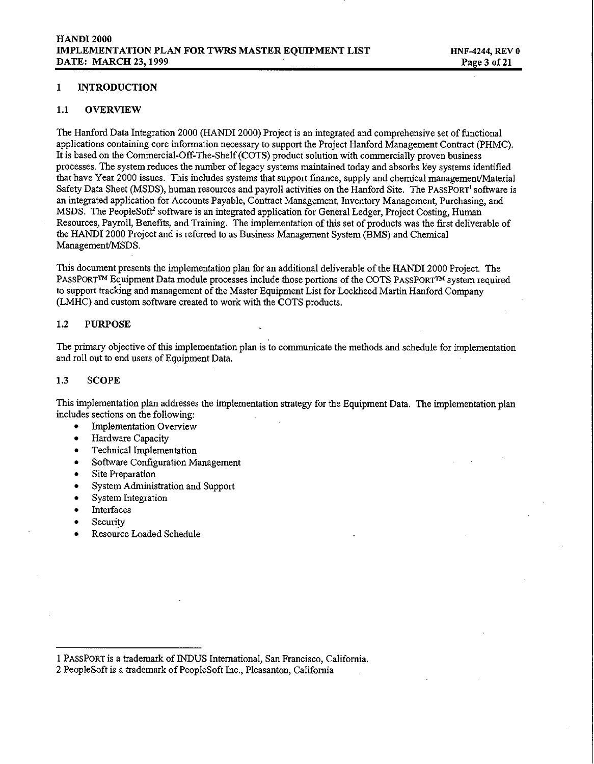# 1 INTRODUCTION

## 1.1 OVERVIEW

The Hanford Data Integration 2000 (HANDI 2000) Project is an integrated and comprehensive set of functional applications containing core information necessary to support the Project Hanford Management Contract (PHMC). It is based on the Commercial-Off-The-Shelf (COTS) product solution with commercially proven business processes. The system reduces the number of legacy systems maintained today and absorbs key systems identified that have Year 2000 issues. This includes systems that support finance, supply and chemical management/Material Safety Data Sheet (MSDS), human resources and payroll activities on the Hanford Site. The PASSPORT[1] software is an integrated application for Accounts Payable, Contract Management, Inventory Management, Purchasing, and MSDS. The PeopleSoft[2] software is an integrated application for General Ledger, Project Costing, Human Resources, Payroll, Benefits, and Training. The implementation of this set of products was the first deliverable of the HANDI 2000 Project and is referred to as Business Management System (BMS) and Chemical Management/MSDS.

This document presents the implementation plan for an additional deliverable of the HANDI 2000 Project. The PASSPORT™ Equipment Data module processes include those portions of the COTS PASSPORT™ system required to support tracking and management of the Master Equipment List for Lockheed Martin Hanford Company (LMHC) and custom software created to work with the COTS products.

## 1.2 PURPOSE

The primary objective of this implementation plan is to communicate the methods and schedule for implementation and roll out to end users of Equipment Data.

## 1.3 SCOPE

This implementation plan addresses the implementation strategy for the Equipment Data. The implementation plan includes sections on the following:

- Implementation Overview
- Hardware Capacity
- Technical Implementation
- Software Configuration Management
- Site Preparation
- System Administration and Support
- System Integration
- Interfaces
- Security
- Resource Loaded Schedule

---

1 PASSPORT is a trademark of INDUS International, San Francisco, California.

2 PeopleSoft is a trademark of PeopleSoft Inc., Pleasanton, California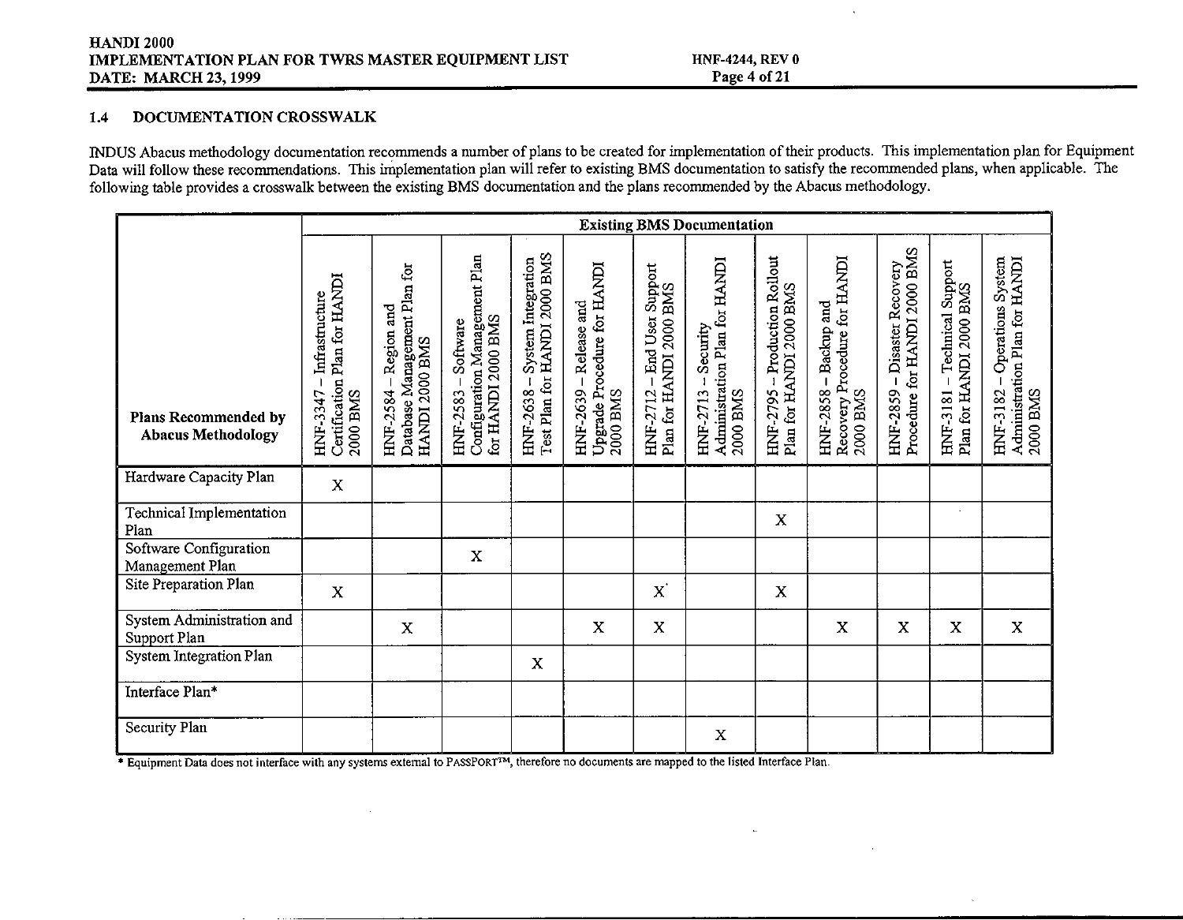## 1.4 DOCUMENTATION CROSSWALK

INDUS Abacus methodology documentation recommends a number of plans to be created for implementation of their products. This implementation plan for Equipment Data will follow these recommendations. This implementation plan will refer to existing BMS documentation to satisfy the recommended plans, when applicable. The following table provides a crosswalk between the existing BMS documentation and the plans recommended by the Abacus methodology.

| Plans Recommended by Abacus Methodology | Existing BMS Documentation | | | | | | | | | | | |
|---|---|---|---|---|---|---|---|---|---|---|---|---|
| | HNF-3347 – Infrastructure Certification Plan for HANDI 2000 BMS | HNF-2584 – Region and Database Management Plan for HANDI 2000 BMS | HNF-2583 – Software Configuration Management Plan for HANDI 2000 BMS | HNF-2638 – System Integration Test Plan for HANDI 2000 BMS | HNF-2639 – Release and Upgrade Procedure for HANDI 2000 BMS | HNF-2712 – End User Support Plan for HANDI 2000 BMS | HNF-2713 – Security Administration Plan for HANDI 2000 BMS | HNF-2795 – Production Rollout Plan for HANDI 2000 BMS | HNF-2858 – Backup and Recovery Procedure for HANDI 2000 BMS | HNF-2859 – Disaster Recovery Procedure for HANDI 2000 BMS | HNF-3181 – Technical Support Plan for HANDI 2000 BMS | HNF-3182 – Operations System Administration Plan for HANDI 2000 BMS |
| Hardware Capacity Plan | X | | | | | | | | | | | |
| Technical Implementation Plan | | | | | | | | X | | | | |
| Software Configuration Management Plan | | | X | | | | | | | | | |
| Site Preparation Plan | X | | | | | X | | X | | | | |
| System Administration and Support Plan | | X | | | X | X | | | X | X | X | X |
| System Integration Plan | | | | X | | | | | | | | |
| Interface Plan* | | | | | | | | | | | | |
| Security Plan | | | | | | | X | | | | | |

* Equipment Data does not interface with any systems external to PASSPORT™, therefore no documents are mapped to the listed Interface Plan.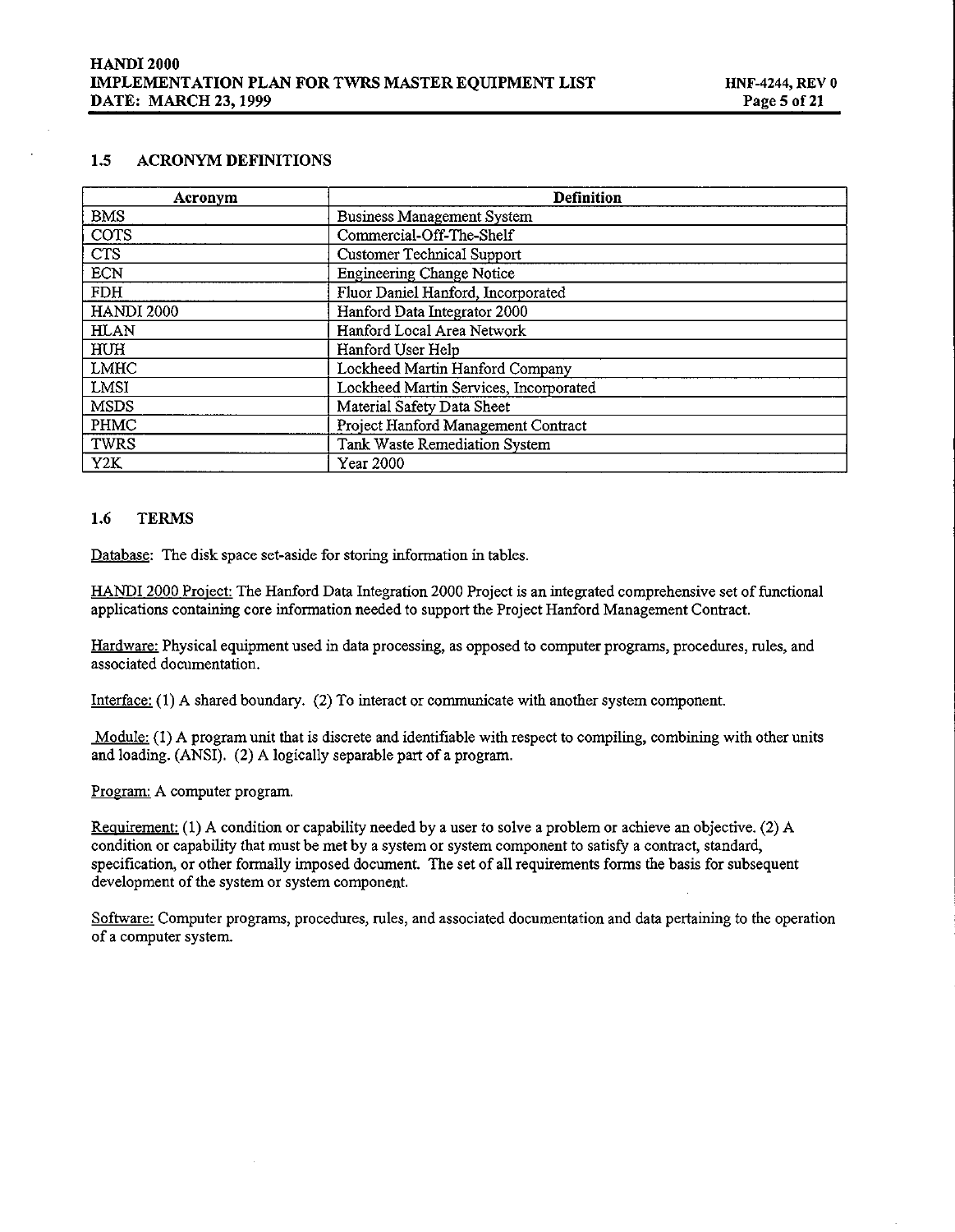## 1.5 ACRONYM DEFINITIONS

| Acronym | Definition |
|---|---|
| BMS | Business Management System |
| COTS | Commercial-Off-The-Shelf |
| CTS | Customer Technical Support |
| ECN | Engineering Change Notice |
| FDH | Fluor Daniel Hanford, Incorporated |
| HANDI 2000 | Hanford Data Integrator 2000 |
| HLAN | Hanford Local Area Network |
| HUH | Hanford User Help |
| LMHC | Lockheed Martin Hanford Company |
| LMSI | Lockheed Martin Services, Incorporated |
| MSDS | Material Safety Data Sheet |
| PHMC | Project Hanford Management Contract |
| TWRS | Tank Waste Remediation System |
| Y2K | Year 2000 |

## 1.6 TERMS

Database: The disk space set-aside for storing information in tables.

HANDI 2000 Project: The Hanford Data Integration 2000 Project is an integrated comprehensive set of functional applications containing core information needed to support the Project Hanford Management Contract.

Hardware: Physical equipment used in data processing, as opposed to computer programs, procedures, rules, and associated documentation.

Interface: (1) A shared boundary. (2) To interact or communicate with another system component.

Module: (1) A program unit that is discrete and identifiable with respect to compiling, combining with other units and loading. (ANSI). (2) A logically separable part of a program.

Program: A computer program.

Requirement: (1) A condition or capability needed by a user to solve a problem or achieve an objective. (2) A condition or capability that must be met by a system or system component to satisfy a contract, standard, specification, or other formally imposed document. The set of all requirements forms the basis for subsequent development of the system or system component.

Software: Computer programs, procedures, rules, and associated documentation and data pertaining to the operation of a computer system.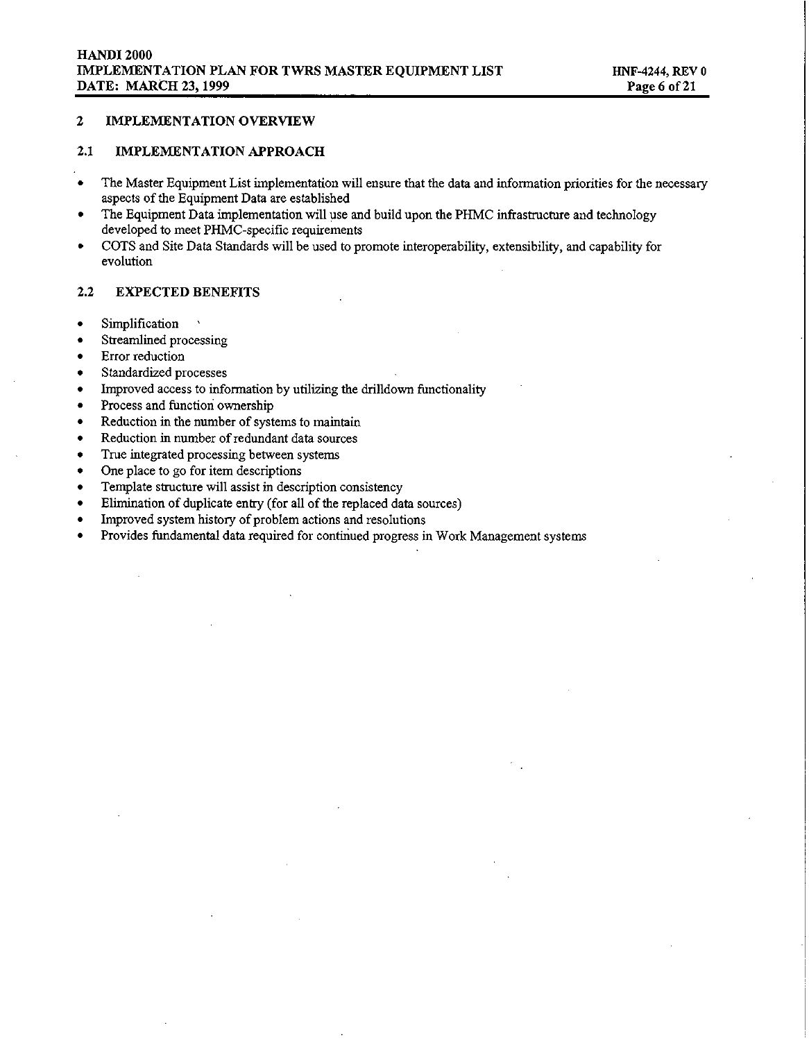## 2 IMPLEMENTATION OVERVIEW

### 2.1 IMPLEMENTATION APPROACH

- The Master Equipment List implementation will ensure that the data and information priorities for the necessary aspects of the Equipment Data are established
- The Equipment Data implementation will use and build upon the PHMC infrastructure and technology developed to meet PHMC-specific requirements
- COTS and Site Data Standards will be used to promote interoperability, extensibility, and capability for evolution

### 2.2 EXPECTED BENEFITS

- Simplification
- Streamlined processing
- Error reduction
- Standardized processes
- Improved access to information by utilizing the drilldown functionality
- Process and function ownership
- Reduction in the number of systems to maintain
- Reduction in number of redundant data sources
- True integrated processing between systems
- One place to go for item descriptions
- Template structure will assist in description consistency
- Elimination of duplicate entry (for all of the replaced data sources)
- Improved system history of problem actions and resolutions
- Provides fundamental data required for continued progress in Work Management systems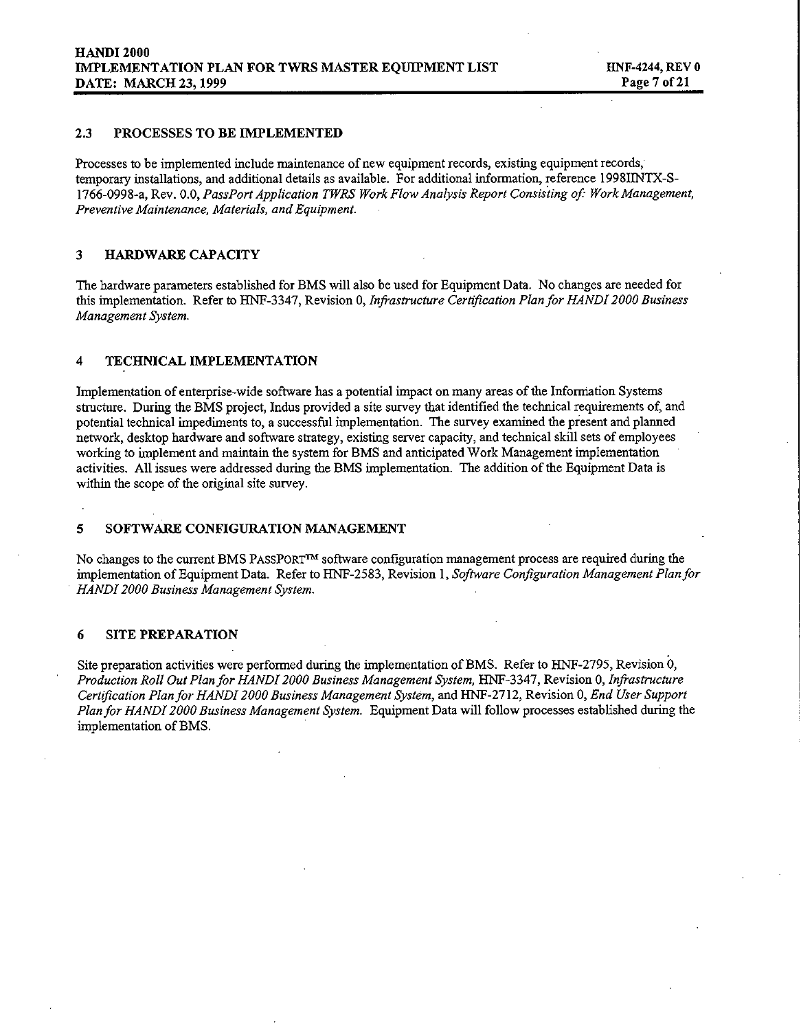## 2.3 PROCESSES TO BE IMPLEMENTED

Processes to be implemented include maintenance of new equipment records, existing equipment records, temporary installations, and additional details as available. For additional information, reference 1998IINTX-S-1766-0998-a, Rev. 0.0, *PassPort Application TWRS Work Flow Analysis Report Consisting of: Work Management, Preventive Maintenance, Materials, and Equipment.*

## 3 HARDWARE CAPACITY

The hardware parameters established for BMS will also be used for Equipment Data. No changes are needed for this implementation. Refer to HNF-3347, Revision 0, *Infrastructure Certification Plan for HANDI 2000 Business Management System.*

## 4 TECHNICAL IMPLEMENTATION

Implementation of enterprise-wide software has a potential impact on many areas of the Information Systems structure. During the BMS project, Indus provided a site survey that identified the technical requirements of, and potential technical impediments to, a successful implementation. The survey examined the present and planned network, desktop hardware and software strategy, existing server capacity, and technical skill sets of employees working to implement and maintain the system for BMS and anticipated Work Management implementation activities. All issues were addressed during the BMS implementation. The addition of the Equipment Data is within the scope of the original site survey.

## 5 SOFTWARE CONFIGURATION MANAGEMENT

No changes to the current BMS PASSPORT™ software configuration management process are required during the implementation of Equipment Data. Refer to HNF-2583, Revision 1, *Software Configuration Management Plan for HANDI 2000 Business Management System.*

## 6 SITE PREPARATION

Site preparation activities were performed during the implementation of BMS. Refer to HNF-2795, Revision 0, *Production Roll Out Plan for HANDI 2000 Business Management System,* HNF-3347, Revision 0, *Infrastructure Certification Plan for HANDI 2000 Business Management System,* and HNF-2712, Revision 0, *End User Support Plan for HANDI 2000 Business Management System.* Equipment Data will follow processes established during the implementation of BMS.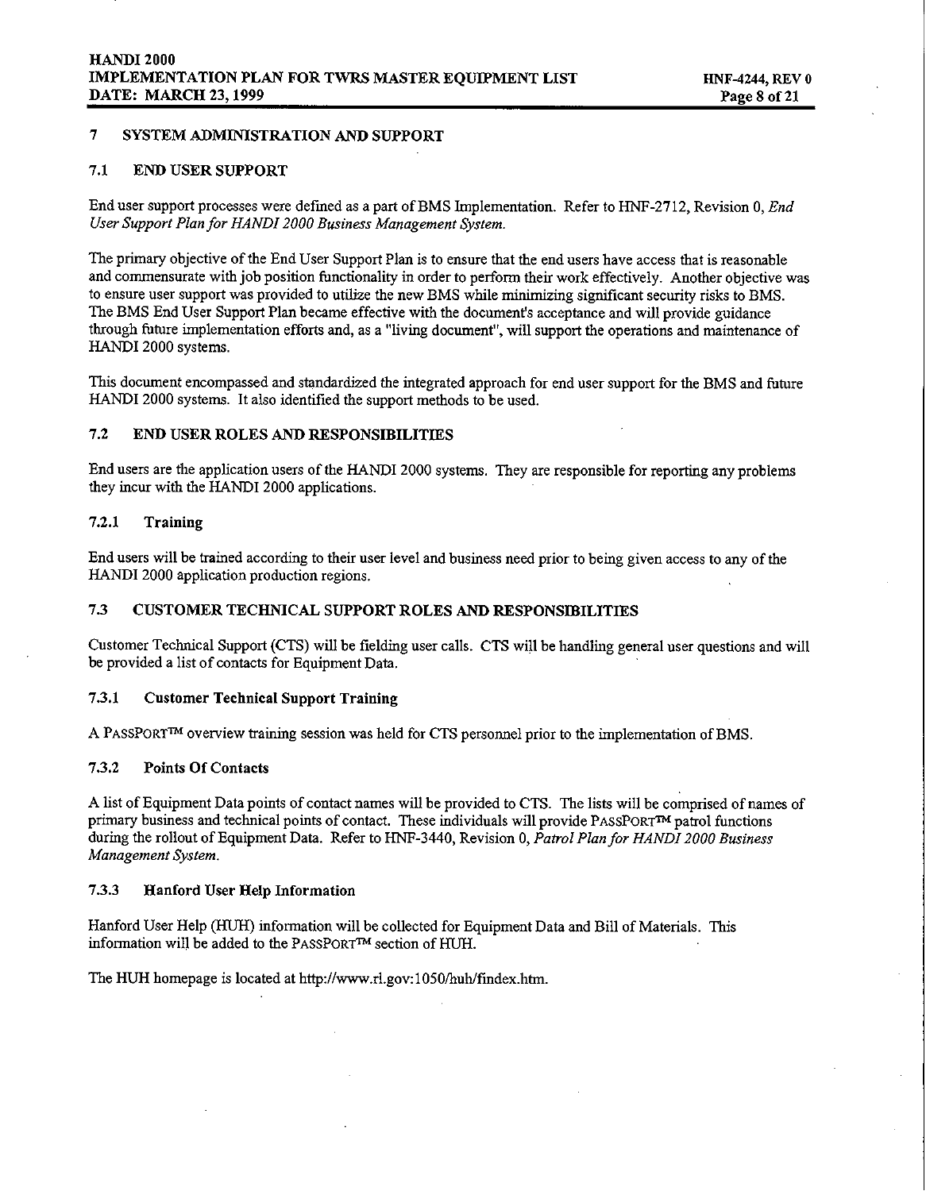## 7 SYSTEM ADMINISTRATION AND SUPPORT

### 7.1 END USER SUPPORT

End user support processes were defined as a part of BMS Implementation. Refer to HNF-2712, Revision 0, *End User Support Plan for HANDI 2000 Business Management System.*

The primary objective of the End User Support Plan is to ensure that the end users have access that is reasonable and commensurate with job position functionality in order to perform their work effectively. Another objective was to ensure user support was provided to utilize the new BMS while minimizing significant security risks to BMS. The BMS End User Support Plan became effective with the document's acceptance and will provide guidance through future implementation efforts and, as a "living document", will support the operations and maintenance of HANDI 2000 systems.

This document encompassed and standardized the integrated approach for end user support for the BMS and future HANDI 2000 systems. It also identified the support methods to be used.

### 7.2 END USER ROLES AND RESPONSIBILITIES

End users are the application users of the HANDI 2000 systems. They are responsible for reporting any problems they incur with the HANDI 2000 applications.

#### 7.2.1 Training

End users will be trained according to their user level and business need prior to being given access to any of the HANDI 2000 application production regions.

### 7.3 CUSTOMER TECHNICAL SUPPORT ROLES AND RESPONSIBILITIES

Customer Technical Support (CTS) will be fielding user calls. CTS will be handling general user questions and will be provided a list of contacts for Equipment Data.

#### 7.3.1 Customer Technical Support Training

A PASSPORT™ overview training session was held for CTS personnel prior to the implementation of BMS.

#### 7.3.2 Points Of Contacts

A list of Equipment Data points of contact names will be provided to CTS. The lists will be comprised of names of primary business and technical points of contact. These individuals will provide PASSPORT™ patrol functions during the rollout of Equipment Data. Refer to HNF-3440, Revision 0, *Patrol Plan for HANDI 2000 Business Management System.*

#### 7.3.3 Hanford User Help Information

Hanford User Help (HUH) information will be collected for Equipment Data and Bill of Materials. This information will be added to the PASSPORT™ section of HUH.

The HUH homepage is located at http://www.rl.gov:1050/huh/findex.htm.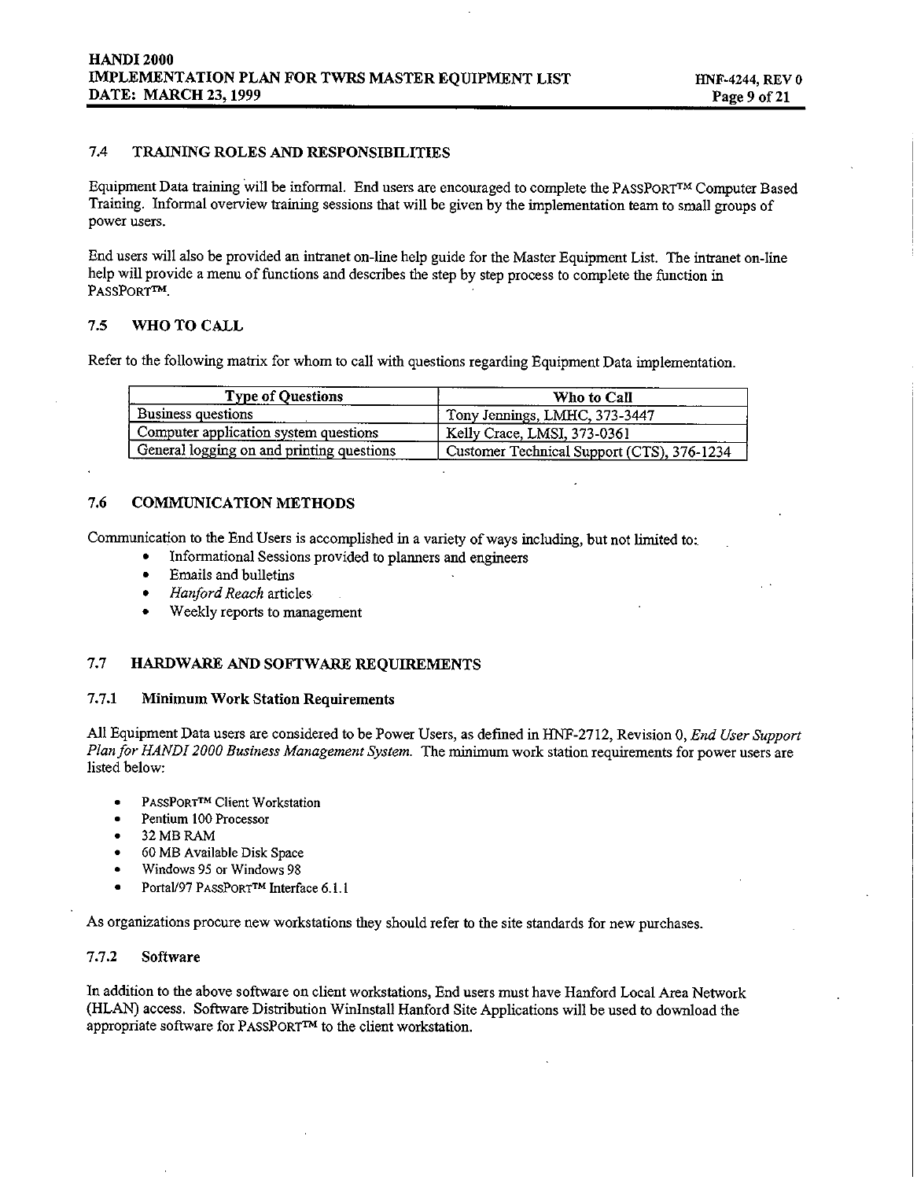## 7.4 TRAINING ROLES AND RESPONSIBILITIES

Equipment Data training will be informal. End users are encouraged to complete the PASSPORT™ Computer Based Training. Informal overview training sessions that will be given by the implementation team to small groups of power users.

End users will also be provided an intranet on-line help guide for the Master Equipment List. The intranet on-line help will provide a menu of functions and describes the step by step process to complete the function in PASSPORT™.

## 7.5 WHO TO CALL

Refer to the following matrix for whom to call with questions regarding Equipment Data implementation.

| Type of Questions | Who to Call |
|---|---|
| Business questions | Tony Jennings, LMHC, 373-3447 |
| Computer application system questions | Kelly Crace, LMSI, 373-0361 |
| General logging on and printing questions | Customer Technical Support (CTS), 376-1234 |

## 7.6 COMMUNICATION METHODS

Communication to the End Users is accomplished in a variety of ways including, but not limited to:

- Informational Sessions provided to planners and engineers
- Emails and bulletins
- *Hanford Reach* articles
- Weekly reports to management

## 7.7 HARDWARE AND SOFTWARE REQUIREMENTS

### 7.7.1 Minimum Work Station Requirements

All Equipment Data users are considered to be Power Users, as defined in HNF-2712, Revision 0, *End User Support Plan for HANDI 2000 Business Management System.* The minimum work station requirements for power users are listed below:

- PASSPORT™ Client Workstation
- Pentium 100 Processor
- 32 MB RAM
- 60 MB Available Disk Space
- Windows 95 or Windows 98
- Portal/97 PASSPORT™ Interface 6.1.1

As organizations procure new workstations they should refer to the site standards for new purchases.

### 7.7.2 Software

In addition to the above software on client workstations, End users must have Hanford Local Area Network (HLAN) access. Software Distribution WinInstall Hanford Site Applications will be used to download the appropriate software for PASSPORT™ to the client workstation.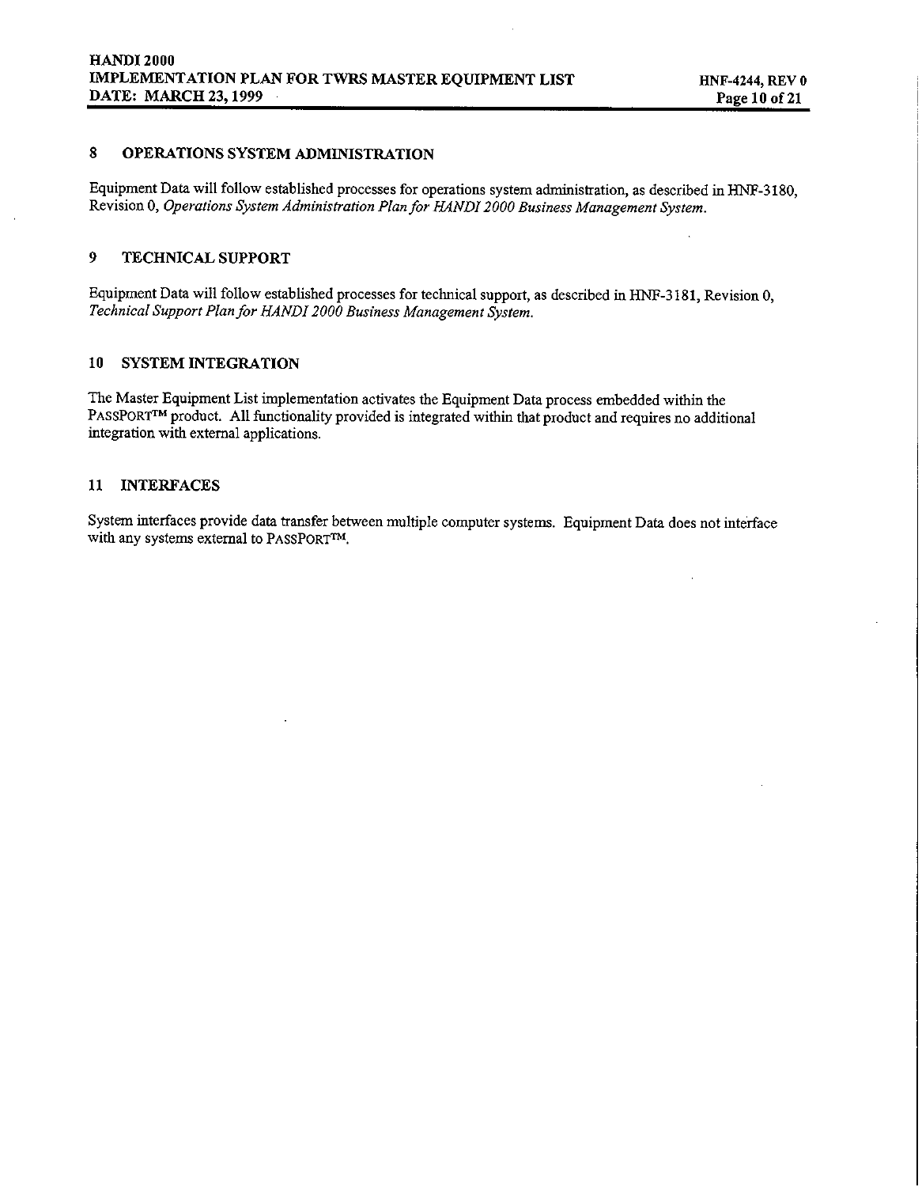## 8 OPERATIONS SYSTEM ADMINISTRATION

Equipment Data will follow established processes for operations system administration, as described in HNF-3180, Revision 0, *Operations System Administration Plan for HANDI 2000 Business Management System.*

## 9 TECHNICAL SUPPORT

Equipment Data will follow established processes for technical support, as described in HNF-3181, Revision 0, *Technical Support Plan for HANDI 2000 Business Management System.*

## 10 SYSTEM INTEGRATION

The Master Equipment List implementation activates the Equipment Data process embedded within the PASSPORT™ product. All functionality provided is integrated within that product and requires no additional integration with external applications.

## 11 INTERFACES

System interfaces provide data transfer between multiple computer systems. Equipment Data does not interface with any systems external to PASSPORT™.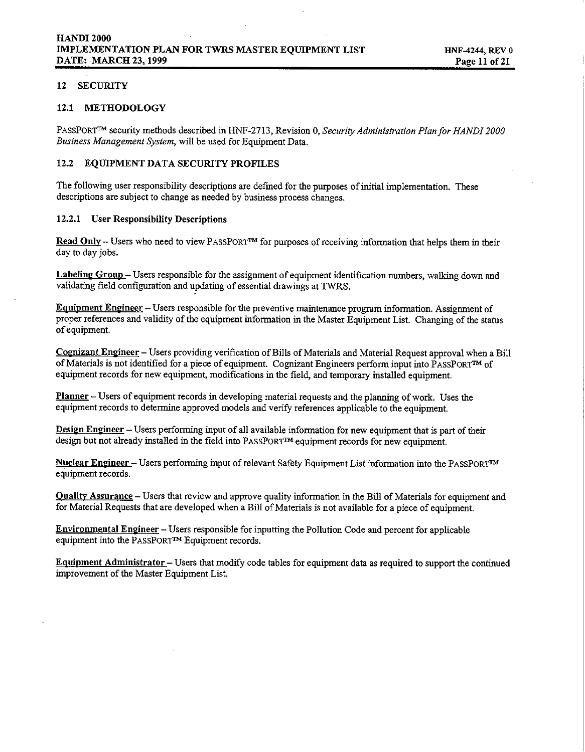## 12 SECURITY

### 12.1 METHODOLOGY

PASSPORT™ security methods described in HNF-2713, Revision 0, *Security Administration Plan for HANDI 2000 Business Management System*, will be used for Equipment Data.

### 12.2 EQUIPMENT DATA SECURITY PROFILES

The following user responsibility descriptions are defined for the purposes of initial implementation. These descriptions are subject to change as needed by business process changes.

#### 12.2.1 User Responsibility Descriptions

**Read Only** – Users who need to view PASSPORT™ for purposes of receiving information that helps them in their day to day jobs.

**Labeling Group** – Users responsible for the assignment of equipment identification numbers, walking down and validating field configuration and updating of essential drawings at TWRS.

**Equipment Engineer** – Users responsible for the preventive maintenance program information. Assignment of proper references and validity of the equipment information in the Master Equipment List. Changing of the status of equipment.

**Cognizant Engineer** – Users providing verification of Bills of Materials and Material Request approval when a Bill of Materials is not identified for a piece of equipment. Cognizant Engineers perform input into PASSPORT™ of equipment records for new equipment, modifications in the field, and temporary installed equipment.

**Planner** – Users of equipment records in developing material requests and the planning of work. Uses the equipment records to determine approved models and verify references applicable to the equipment.

**Design Engineer** – Users performing input of all available information for new equipment that is part of their design but not already installed in the field into PASSPORT™ equipment records for new equipment.

**Nuclear Engineer** – Users performing input of relevant Safety Equipment List information into the PASSPORT™ equipment records.

**Quality Assurance** – Users that review and approve quality information in the Bill of Materials for equipment and for Material Requests that are developed when a Bill of Materials is not available for a piece of equipment.

**Environmental Engineer** – Users responsible for inputting the Pollution Code and percent for applicable equipment into the PASSPORT™ Equipment records.

**Equipment Administrator** – Users that modify code tables for equipment data as required to support the continued improvement of the Master Equipment List.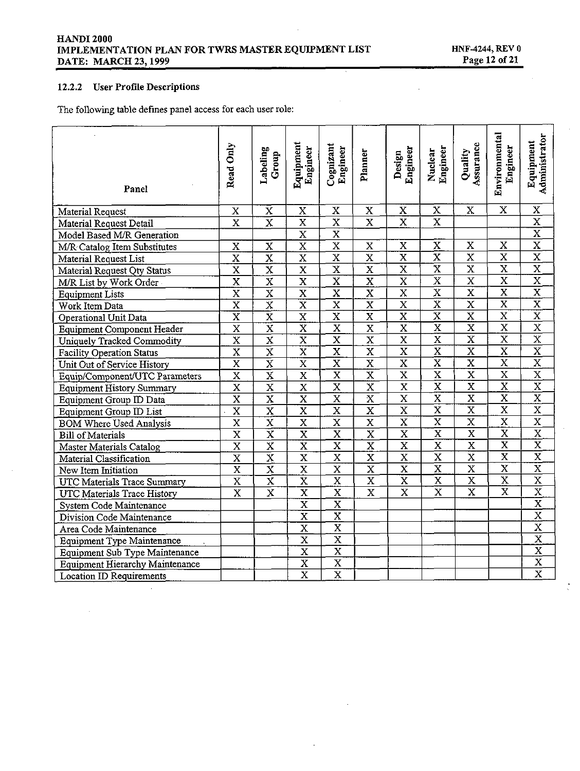### 12.2.2 User Profile Descriptions

The following table defines panel access for each user role:

| Panel | Read Only | Labeling Group | Equipment Engineer | Cognizant Engineer | Planner | Design Engineer | Nuclear Engineer | Quality Assurance | Environmental Engineer | Equipment Administrator |
|---|---|---|---|---|---|---|---|---|---|---|
| Material Request | X | X | X | X | X | X | X | X | X | X |
| Material Request Detail | X | X | X | X | X | X | X | | | X |
| Model Based M/R Generation | | | X | X | | | | | | X |
| M/R Catalog Item Substitutes | X | X | X | X | X | X | X | X | X | X |
| Material Request List | X | X | X | X | X | X | X | X | X | X |
| Material Request Qty Status | X | X | X | X | X | X | X | X | X | X |
| M/R List by Work Order | X | X | X | X | X | X | X | X | X | X |
| Equipment Lists | X | X | X | X | X | X | X | X | X | X |
| Work Item Data | X | X | X | X | X | X | X | X | X | X |
| Operational Unit Data | X | X | X | X | X | X | X | X | X | X |
| Equipment Component Header | X | X | X | X | X | X | X | X | X | X |
| Uniquely Tracked Commodity | X | X | X | X | X | X | X | X | X | X |
| Facility Operation Status | X | X | X | X | X | X | X | X | X | X |
| Unit Out of Service History | X | X | X | X | X | X | X | X | X | X |
| Equip/Component/UTC Parameters | X | X | X | X | X | X | X | X | X | X |
| Equipment History Summary | X | X | X | X | X | X | X | X | X | X |
| Equipment Group ID Data | X | X | X | X | X | X | X | X | X | X |
| Equipment Group ID List | X | X | X | X | X | X | X | X | X | X |
| BOM Where Used Analysis | X | X | X | X | X | X | X | X | X | X |
| Bill of Materials | X | X | X | X | X | X | X | X | X | X |
| Master Materials Catalog | X | X | X | X | X | X | X | X | X | X |
| Material Classification | X | X | X | X | X | X | X | X | X | X |
| New Item Initiation | X | X | X | X | X | X | X | X | X | X |
| UTC Materials Trace Summary | X | X | X | X | X | X | X | X | X | X |
| UTC Materials Trace History | X | X | X | X | X | X | X | X | X | X |
| System Code Maintenance | | | X | X | | | | | | X |
| Division Code Maintenance | | | X | X | | | | | | X |
| Area Code Maintenance | | | X | X | | | | | | X |
| Equipment Type Maintenance | | | X | X | | | | | | X |
| Equipment Sub Type Maintenance | | | X | X | | | | | | X |
| Equipment Hierarchy Maintenance | | | X | X | | | | | | X |
| Location ID Requirements | | | X | X | | | | | | X |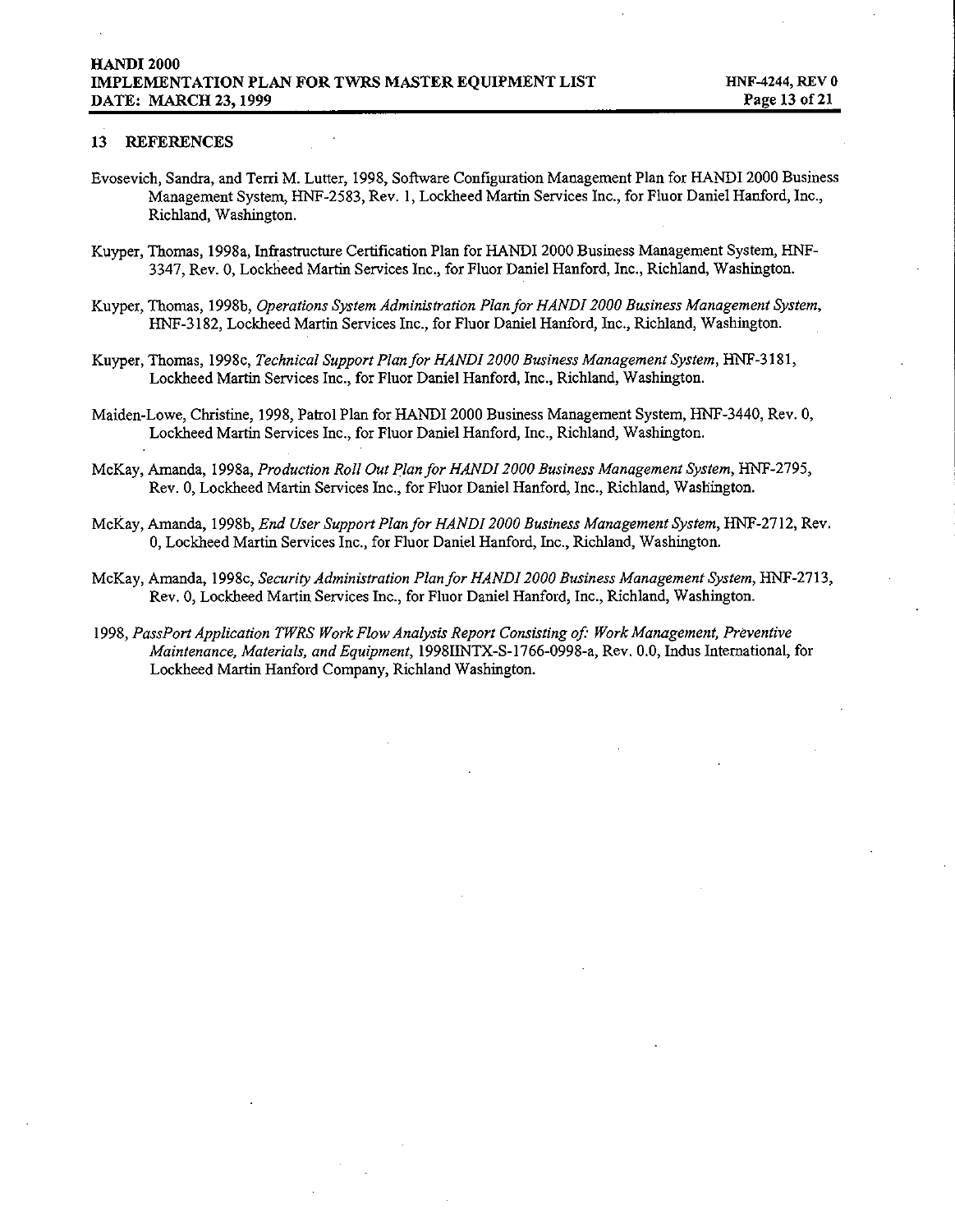## 13 REFERENCES

Evosevich, Sandra, and Terri M. Lutter, 1998, Software Configuration Management Plan for HANDI 2000 Business Management System, HNF-2583, Rev. 1, Lockheed Martin Services Inc., for Fluor Daniel Hanford, Inc., Richland, Washington.

Kuyper, Thomas, 1998a, Infrastructure Certification Plan for HANDI 2000 Business Management System, HNF-3347, Rev. 0, Lockheed Martin Services Inc., for Fluor Daniel Hanford, Inc., Richland, Washington.

Kuyper, Thomas, 1998b, *Operations System Administration Plan for HANDI 2000 Business Management System*, HNF-3182, Lockheed Martin Services Inc., for Fluor Daniel Hanford, Inc., Richland, Washington.

Kuyper, Thomas, 1998c, *Technical Support Plan for HANDI 2000 Business Management System*, HNF-3181, Lockheed Martin Services Inc., for Fluor Daniel Hanford, Inc., Richland, Washington.

Maiden-Lowe, Christine, 1998, Patrol Plan for HANDI 2000 Business Management System, HNF-3440, Rev. 0, Lockheed Martin Services Inc., for Fluor Daniel Hanford, Inc., Richland, Washington.

McKay, Amanda, 1998a, *Production Roll Out Plan for HANDI 2000 Business Management System*, HNF-2795, Rev. 0, Lockheed Martin Services Inc., for Fluor Daniel Hanford, Inc., Richland, Washington.

McKay, Amanda, 1998b, *End User Support Plan for HANDI 2000 Business Management System*, HNF-2712, Rev. 0, Lockheed Martin Services Inc., for Fluor Daniel Hanford, Inc., Richland, Washington.

McKay, Amanda, 1998c, *Security Administration Plan for HANDI 2000 Business Management System*, HNF-2713, Rev. 0, Lockheed Martin Services Inc., for Fluor Daniel Hanford, Inc., Richland, Washington.

1998, *PassPort Application TWRS Work Flow Analysis Report Consisting of: Work Management, Preventive Maintenance, Materials, and Equipment*, 1998IINTX-S-1766-0998-a, Rev. 0.0, Indus International, for Lockheed Martin Hanford Company, Richland Washington.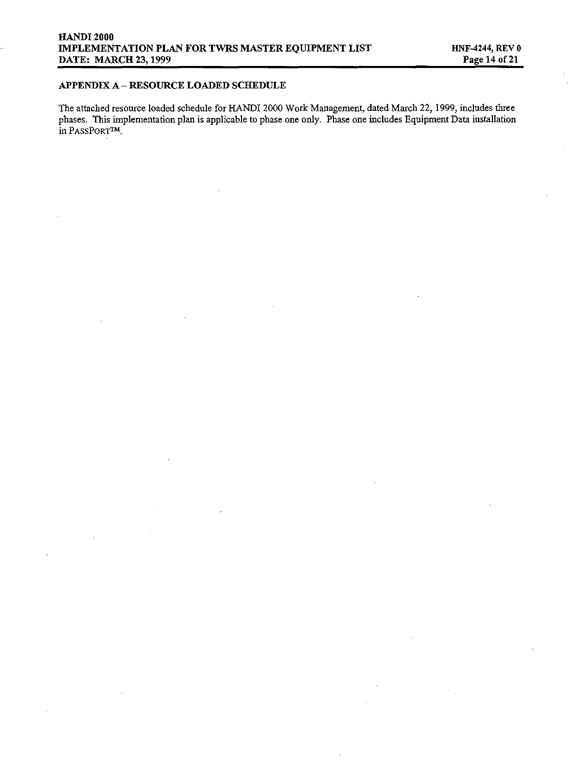## APPENDIX A – RESOURCE LOADED SCHEDULE

The attached resource loaded schedule for HANDI 2000 Work Management, dated March 22, 1999, includes three phases. This implementation plan is applicable to phase one only. Phase one includes Equipment Data installation in PASSPORT™.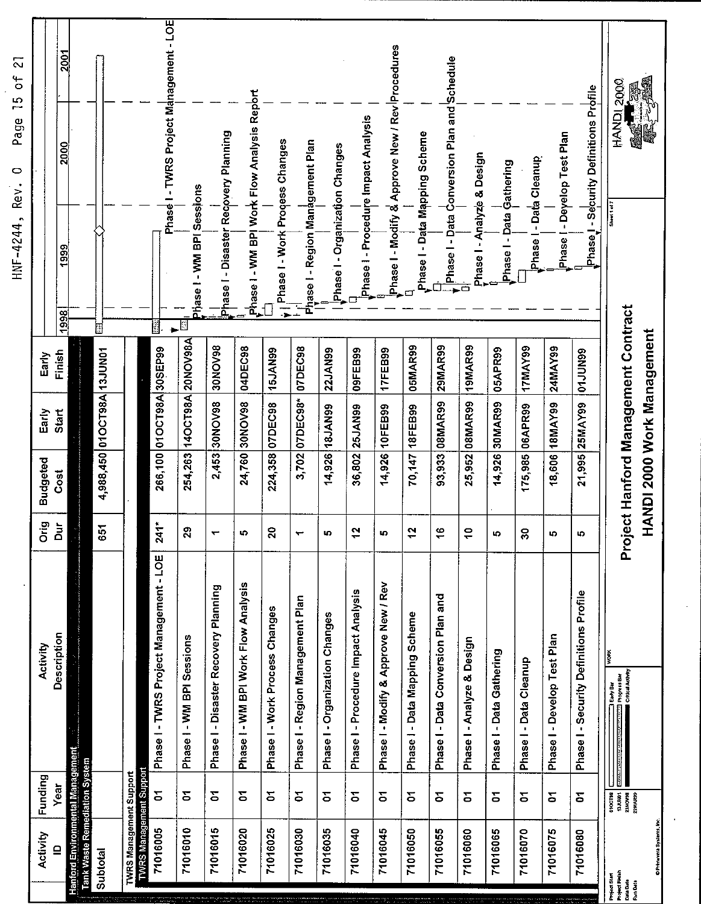| Activity ID | Funding Year | Activity Description | Orig Dur | Budgeted Cost | Early Start | Early Finish |
|---|---|---|---|---|---|---|
| **Hanford Environmental Management** | | | | | | |
| **Tank Waste Remediation System** | | | | | | |
| Subtotal | | | 651 | 4,988,450 | 01OCT98A | 13JUN01 |
| TWRS Management Support | | | | | | |
| **TWRS Management Support** | | | | | | |
| 71016005 | 01 | Phase I - TWRS Project Management - LOE | 241* | 266,100 | 01OCT98A | 30SEP99 |
| 71016010 | 01 | Phase I - WM BPI Sessions | 29 | 254,263 | 14OCT98A | 20NOV98A |
| 71016015 | 01 | Phase I - Disaster Recovery Planning | 1 | 2,453 | 30NOV98 | 30NOV98 |
| 71016020 | 01 | Phase I - WM BPI Work Flow Analysis | 5 | 24,760 | 30NOV98 | 04DEC98 |
| 71016025 | 01 | Phase I - Work Process Changes | 20 | 224,358 | 07DEC98 | 15JAN99 |
| 71016030 | 01 | Phase I - Region Management Plan | 1 | 3,702 | 07DEC98* | 07DEC98 |
| 71016035 | 01 | Phase I - Organization Changes | 5 | 14,926 | 18JAN99 | 22JAN99 |
| 71016040 | 01 | Phase I - Procedure Impact Analysis | 12 | 36,802 | 25JAN99 | 09FEB99 |
| 71016045 | 01 | Phase I - Modify & Approve New / Rev | 5 | 14,926 | 10FEB99 | 17FEB99 |
| 71016050 | 01 | Phase I - Data Mapping Scheme | 12 | 70,147 | 18FEB99 | 05MAR99 |
| 71016055 | 01 | Phase I - Data Conversion Plan and | 16 | 93,933 | 08MAR99 | 29MAR99 |
| 71016060 | 01 | Phase I - Analyze & Design | 10 | 25,952 | 08MAR99 | 19MAR99 |
| 71016065 | 01 | Phase I - Data Gathering | 5 | 14,926 | 30MAR99 | 05APR99 |
| 71016070 | 01 | Phase I - Data Cleanup | 30 | 175,985 | 06APR99 | 17MAY99 |
| 71016075 | 01 | Phase I - Develop Test Plan | 5 | 18,606 | 18MAY99 | 24MAY99 |
| 71016080 | 01 | Phase I - Security Definitions Profile | 5 | 21,995 | 25MAY99 | 01JUN99 |

Gantt chart bar labels (1998–2001):
- Phase I - TWRS Project Management - LOE
- Phase I - WM BPI Sessions
- Phase I - Disaster Recovery Planning
- Phase I - WM BPI Work Flow Analysis Report
- Phase I - Work Process Changes
- Phase I - Region Management Plan
- Phase I - Organization Changes
- Phase I - Procedure Impact Analysis
- Phase I - Modify & Approve New / Rev Procedures
- Phase I - Data Mapping Scheme
- Phase I - Data Conversion Plan and Schedule
- Phase I - Analyze & Design
- Phase I - Data Gathering
- Phase I - Data Cleanup
- Phase I - Develop Test Plan
- Phase I - Security Definitions Profile

Project Start 01OCT98
Project Finish 13JUN01
Data Date 23NOV98
Run Date 23MAR99

Early Bar / Progress Bar / Critical Activity

WORK

Sheet 1 of 7

**Project Hanford Management Contract**

**HANDI 2000 Work Management**

HANDI 2000

© Primavera Systems, Inc.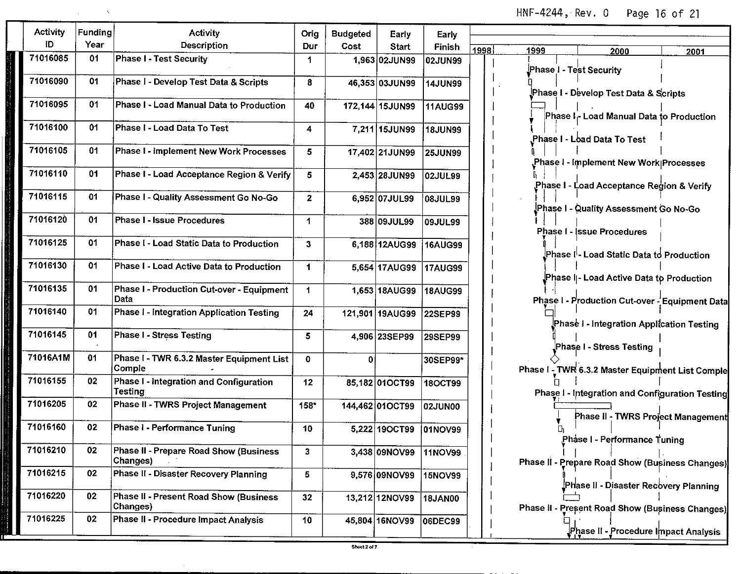| Activity ID | Funding Year | Activity Description | Orig Dur | Budgeted Cost | Early Start | Early Finish |
|---|---|---|---|---|---|---|
| 71016085 | 01 | Phase I - Test Security | 1 | 1,963 | 02JUN99 | 02JUN99 |
| 71016090 | 01 | Phase I - Develop Test Data & Scripts | 8 | 46,353 | 03JUN99 | 14JUN99 |
| 71016095 | 01 | Phase I - Load Manual Data to Production | 40 | 172,144 | 15JUN99 | 11AUG99 |
| 71016100 | 01 | Phase I - Load Data To Test | 4 | 7,211 | 15JUN99 | 18JUN99 |
| 71016105 | 01 | Phase I - Implement New Work Processes | 5 | 17,402 | 21JUN99 | 25JUN99 |
| 71016110 | 01 | Phase I - Load Acceptance Region & Verify | 5 | 2,453 | 28JUN99 | 02JUL99 |
| 71016115 | 01 | Phase I - Quality Assessment Go No-Go | 2 | 6,952 | 07JUL99 | 08JUL99 |
| 71016120 | 01 | Phase I - Issue Procedures | 1 | 388 | 09JUL99 | 09JUL99 |
| 71016125 | 01 | Phase I - Load Static Data to Production | 3 | 6,188 | 12AUG99 | 16AUG99 |
| 71016130 | 01 | Phase I - Load Active Data to Production | 1 | 5,654 | 17AUG99 | 17AUG99 |
| 71016135 | 01 | Phase I - Production Cut-over - Equipment Data | 1 | 1,653 | 18AUG99 | 18AUG99 |
| 71016140 | 01 | Phase I - Integration Application Testing | 24 | 121,901 | 19AUG99 | 22SEP99 |
| 71016145 | 01 | Phase I - Stress Testing | 5 | 4,906 | 23SEP99 | 29SEP99 |
| 71016A1M | 01 | Phase I - TWR 6.3.2 Master Equipment List Comple | 0 | 0 | | 30SEP99* |
| 71016155 | 02 | Phase I - Integration and Configuration Testing | 12 | 85,182 | 01OCT99 | 18OCT99 |
| 71016205 | 02 | Phase II - TWRS Project Management | 158* | 144,462 | 01OCT99 | 02JUN00 |
| 71016160 | 02 | Phase I - Performance Tuning | 10 | 5,222 | 19OCT99 | 01NOV99 |
| 71016210 | 02 | Phase II - Prepare Road Show (Business Changes) | 3 | 3,438 | 09NOV99 | 11NOV99 |
| 71016215 | 02 | Phase II - Disaster Recovery Planning | 5 | 9,576 | 09NOV99 | 15NOV99 |
| 71016220 | 02 | Phase II - Present Road Show (Business Changes) | 32 | 13,212 | 12NOV99 | 18JAN00 |
| 71016225 | 02 | Phase II - Procedure Impact Analysis | 10 | 45,804 | 16NOV99 | 06DEC99 |

Sheet 2 of 7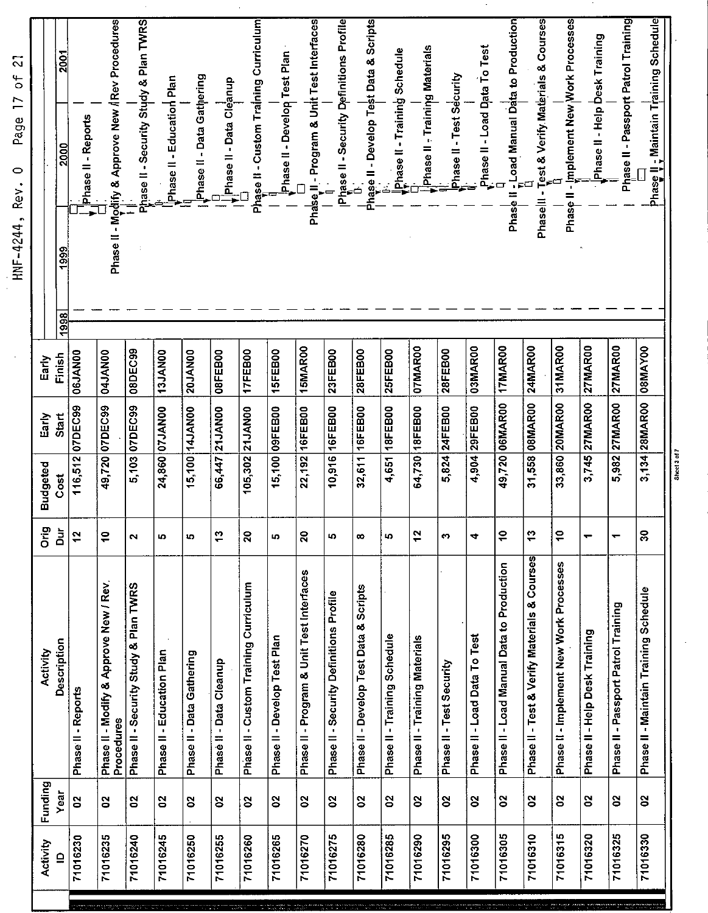| Activity ID | Funding Year | Activity Description | Orig Dur | Budgeted Cost | Early Start | Early Finish |
|---|---|---|---|---|---|---|
| 71016230 | 02 | Phase II - Reports | 12 | 116,512 | 07DEC99 | 06JAN00 |
| 71016235 | 02 | Phase II - Modify & Approve New / Rev. Procedures | 10 | 49,720 | 07DEC99 | 04JAN00 |
| 71016240 | 02 | Phase II - Security Study & Plan TWRS | 2 | 5,103 | 07DEC99 | 08DEC99 |
| 71016245 | 02 | Phase II - Education Plan | 5 | 24,860 | 07JAN00 | 13JAN00 |
| 71016250 | 02 | Phase II - Data Gathering | 5 | 15,100 | 14JAN00 | 20JAN00 |
| 71016255 | 02 | Phase II - Data Cleanup | 13 | 66,447 | 21JAN00 | 08FEB00 |
| 71016260 | 02 | Phase II - Custom Training Curriculum | 20 | 105,302 | 21JAN00 | 17FEB00 |
| 71016265 | 02 | Phase II - Develop Test Plan | 5 | 15,100 | 09FEB00 | 15FEB00 |
| 71016270 | 02 | Phase II - Program & Unit Test Interfaces | 20 | 22,192 | 16FEB00 | 15MAR00 |
| 71016275 | 02 | Phase II - Security Definitions Profile | 5 | 10,916 | 16FEB00 | 23FEB00 |
| 71016280 | 02 | Phase II - Develop Test Data & Scripts | 8 | 32,611 | 16FEB00 | 28FEB00 |
| 71016285 | 02 | Phase II - Training Schedule | 5 | 4,651 | 18FEB00 | 25FEB00 |
| 71016290 | 02 | Phase II - Training Materials | 12 | 64,730 | 18FEB00 | 07MAR00 |
| 71016295 | 02 | Phase II - Test Security | 3 | 5,824 | 24FEB00 | 28FEB00 |
| 71016300 | 02 | Phase II - Load Data To Test | 4 | 4,904 | 29FEB00 | 03MAR00 |
| 71016305 | 02 | Phase II - Load Manual Data to Production | 10 | 49,720 | 06MAR00 | 17MAR00 |
| 71016310 | 02 | Phase II - Test & Verify Materials & Courses | 13 | 31,558 | 08MAR00 | 24MAR00 |
| 71016315 | 02 | Phase II - Implement New Work Processes | 10 | 33,860 | 20MAR00 | 31MAR00 |
| 71016320 | 02 | Phase II - Help Desk Training | 1 | 3,745 | 27MAR00 | 27MAR00 |
| 71016325 | 02 | Phase II - Passport Patrol Training | 1 | 5,982 | 27MAR00 | 27MAR00 |
| 71016330 | 02 | Phase II - Maintain Training Schedule | 30 | 3,134 | 28MAR00 | 08MAY00 |

Sheet 3 of 7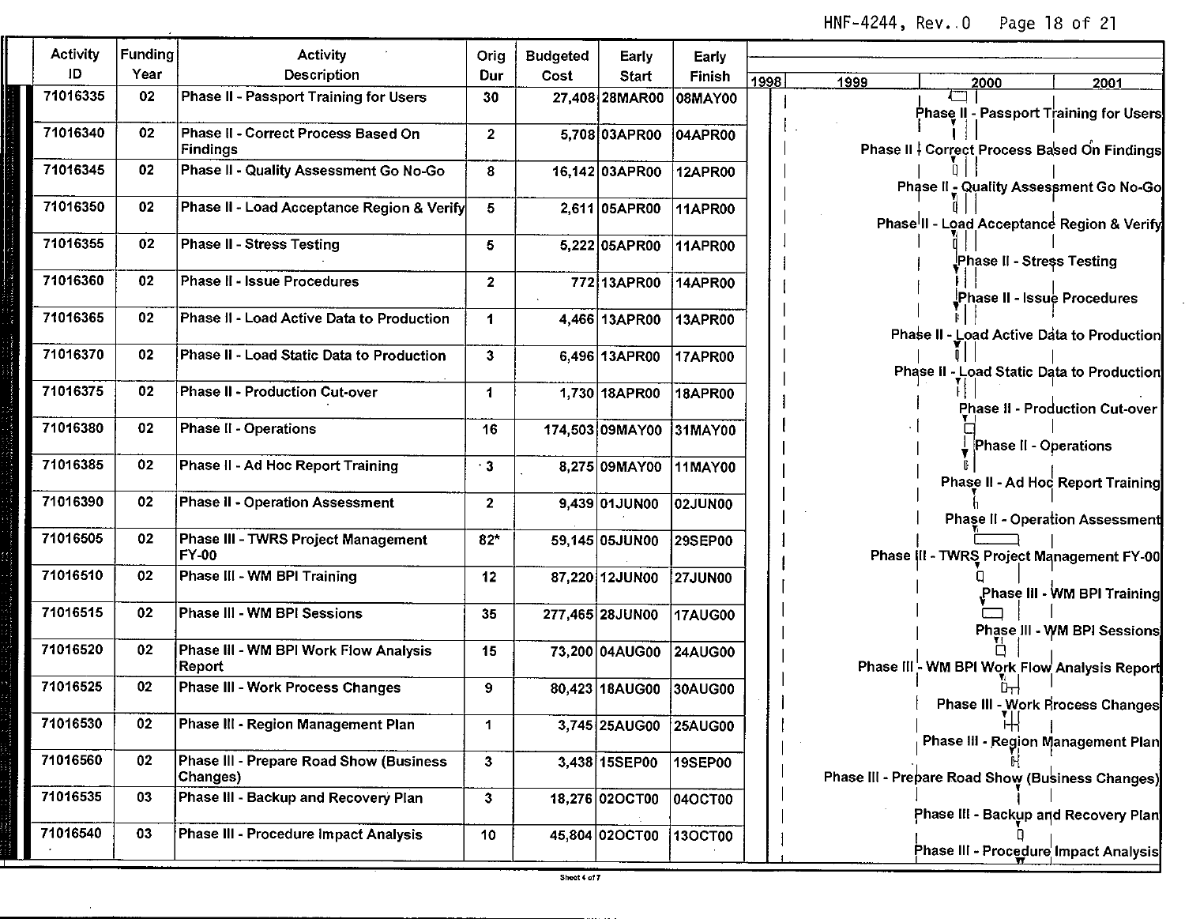| Activity ID | Funding Year | Activity Description | Orig Dur | Budgeted Cost | Early Start | Early Finish |
|---|---|---|---|---|---|---|
| 71016335 | 02 | Phase II - Passport Training for Users | 30 | 27,408 | 28MAR00 | 08MAY00 |
| 71016340 | 02 | Phase II - Correct Process Based On Findings | 2 | 5,708 | 03APR00 | 04APR00 |
| 71016345 | 02 | Phase II - Quality Assessment Go No-Go | 8 | 16,142 | 03APR00 | 12APR00 |
| 71016350 | 02 | Phase II - Load Acceptance Region & Verify | 5 | 2,611 | 05APR00 | 11APR00 |
| 71016355 | 02 | Phase II - Stress Testing | 5 | 5,222 | 05APR00 | 11APR00 |
| 71016360 | 02 | Phase II - Issue Procedures | 2 | 772 | 13APR00 | 14APR00 |
| 71016365 | 02 | Phase II - Load Active Data to Production | 1 | 4,466 | 13APR00 | 13APR00 |
| 71016370 | 02 | Phase II - Load Static Data to Production | 3 | 6,496 | 13APR00 | 17APR00 |
| 71016375 | 02 | Phase II - Production Cut-over | 1 | 1,730 | 18APR00 | 18APR00 |
| 71016380 | 02 | Phase II - Operations | 16 | 174,503 | 09MAY00 | 31MAY00 |
| 71016385 | 02 | Phase II - Ad Hoc Report Training | 3 | 8,275 | 09MAY00 | 11MAY00 |
| 71016390 | 02 | Phase II - Operation Assessment | 2 | 9,439 | 01JUN00 | 02JUN00 |
| 71016505 | 02 | Phase III - TWRS Project Management FY-00 | 82* | 59,145 | 05JUN00 | 29SEP00 |
| 71016510 | 02 | Phase III - WM BPI Training | 12 | 87,220 | 12JUN00 | 27JUN00 |
| 71016515 | 02 | Phase III - WM BPI Sessions | 35 | 277,465 | 28JUN00 | 17AUG00 |
| 71016520 | 02 | Phase III - WM BPI Work Flow Analysis Report | 15 | 73,200 | 04AUG00 | 24AUG00 |
| 71016525 | 02 | Phase III - Work Process Changes | 9 | 80,423 | 18AUG00 | 30AUG00 |
| 71016530 | 02 | Phase III - Region Management Plan | 1 | 3,745 | 25AUG00 | 25AUG00 |
| 71016560 | 02 | Phase III - Prepare Road Show (Business Changes) | 3 | 3,438 | 15SEP00 | 19SEP00 |
| 71016535 | 03 | Phase III - Backup and Recovery Plan | 3 | 18,276 | 02OCT00 | 04OCT00 |
| 71016540 | 03 | Phase III - Procedure Impact Analysis | 10 | 45,804 | 02OCT00 | 13OCT00 |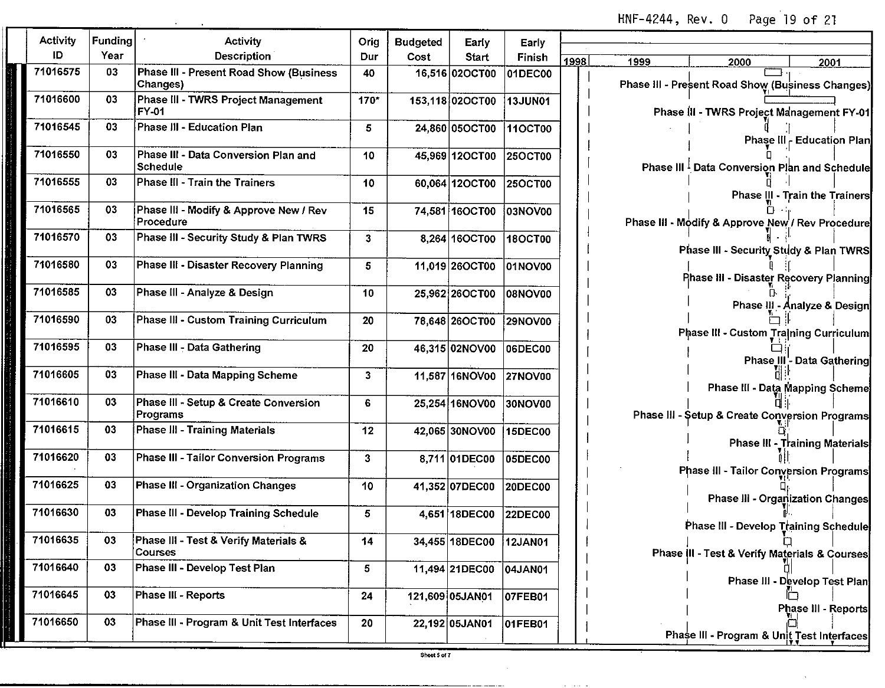| Activity ID | Funding Year | Activity Description | Orig Dur | Budgeted Cost | Early Start | Early Finish |
|---|---|---|---|---|---|---|
| 71016575 | 03 | Phase III - Present Road Show (Business Changes) | 40 | 16,516 | 02OCT00 | 01DEC00 |
| 71016600 | 03 | Phase III - TWRS Project Management FY-01 | 170* | 153,118 | 02OCT00 | 13JUN01 |
| 71016545 | 03 | Phase III - Education Plan | 5 | 24,860 | 05OCT00 | 11OCT00 |
| 71016550 | 03 | Phase III - Data Conversion Plan and Schedule | 10 | 45,969 | 12OCT00 | 25OCT00 |
| 71016555 | 03 | Phase III - Train the Trainers | 10 | 60,064 | 12OCT00 | 25OCT00 |
| 71016565 | 03 | Phase III - Modify & Approve New / Rev Procedure | 15 | 74,581 | 16OCT00 | 03NOV00 |
| 71016570 | 03 | Phase III - Security Study & Plan TWRS | 3 | 8,264 | 16OCT00 | 18OCT00 |
| 71016580 | 03 | Phase III - Disaster Recovery Planning | 5 | 11,019 | 26OCT00 | 01NOV00 |
| 71016585 | 03 | Phase III - Analyze & Design | 10 | 25,962 | 26OCT00 | 08NOV00 |
| 71016590 | 03 | Phase III - Custom Training Curriculum | 20 | 78,648 | 26OCT00 | 29NOV00 |
| 71016595 | 03 | Phase III - Data Gathering | 20 | 46,315 | 02NOV00 | 06DEC00 |
| 71016605 | 03 | Phase III - Data Mapping Scheme | 3 | 11,587 | 16NOV00 | 27NOV00 |
| 71016610 | 03 | Phase III - Setup & Create Conversion Programs | 6 | 25,254 | 16NOV00 | 30NOV00 |
| 71016615 | 03 | Phase III - Training Materials | 12 | 42,065 | 30NOV00 | 15DEC00 |
| 71016620 | 03 | Phase III - Tailor Conversion Programs | 3 | 8,711 | 01DEC00 | 05DEC00 |
| 71016625 | 03 | Phase III - Organization Changes | 10 | 41,352 | 07DEC00 | 20DEC00 |
| 71016630 | 03 | Phase III - Develop Training Schedule | 5 | 4,651 | 18DEC00 | 22DEC00 |
| 71016635 | 03 | Phase III - Test & Verify Materials & Courses | 14 | 34,455 | 18DEC00 | 12JAN01 |
| 71016640 | 03 | Phase III - Develop Test Plan | 5 | 11,494 | 21DEC00 | 04JAN01 |
| 71016645 | 03 | Phase III - Reports | 24 | 121,609 | 05JAN01 | 07FEB01 |
| 71016650 | 03 | Phase III - Program & Unit Test Interfaces | 20 | 22,192 | 05JAN01 | 01FEB01 |

Sheet 5 of 7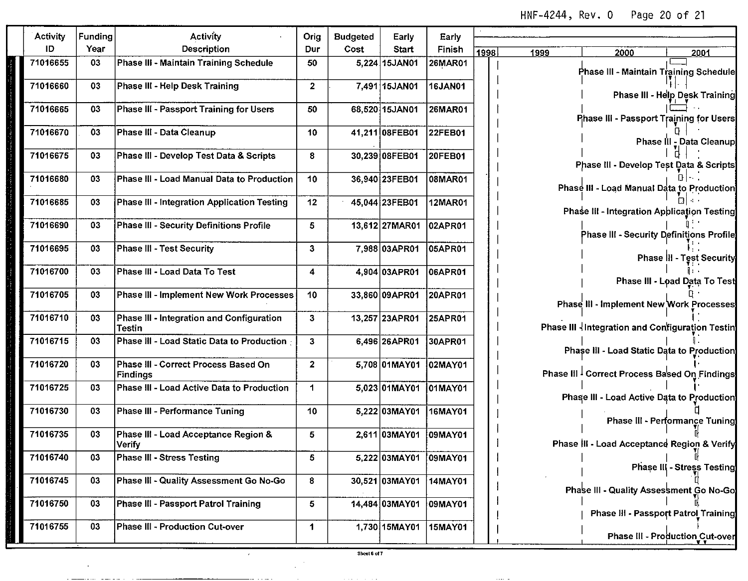| Activity ID | Funding Year | Activity Description | Orig Dur | Budgeted Cost | Early Start | Early Finish |
|---|---|---|---|---|---|---|
| 71016655 | 03 | Phase III - Maintain Training Schedule | 50 | 5,224 | 15JAN01 | 26MAR01 |
| 71016660 | 03 | Phase III - Help Desk Training | 2 | 7,491 | 15JAN01 | 16JAN01 |
| 71016665 | 03 | Phase III - Passport Training for Users | 50 | 68,520 | 15JAN01 | 26MAR01 |
| 71016670 | 03 | Phase III - Data Cleanup | 10 | 41,211 | 08FEB01 | 22FEB01 |
| 71016675 | 03 | Phase III - Develop Test Data & Scripts | 8 | 30,239 | 08FEB01 | 20FEB01 |
| 71016680 | 03 | Phase III - Load Manual Data to Production | 10 | 36,940 | 23FEB01 | 08MAR01 |
| 71016685 | 03 | Phase III - Integration Application Testing | 12 | 45,044 | 23FEB01 | 12MAR01 |
| 71016690 | 03 | Phase III - Security Definitions Profile | 5 | 13,612 | 27MAR01 | 02APR01 |
| 71016695 | 03 | Phase III - Test Security | 3 | 7,988 | 03APR01 | 05APR01 |
| 71016700 | 03 | Phase III - Load Data To Test | 4 | 4,904 | 03APR01 | 06APR01 |
| 71016705 | 03 | Phase III - Implement New Work Processes | 10 | 33,860 | 09APR01 | 20APR01 |
| 71016710 | 03 | Phase III - Integration and Configuration Testin | 3 | 13,257 | 23APR01 | 25APR01 |
| 71016715 | 03 | Phase III - Load Static Data to Production | 3 | 6,496 | 26APR01 | 30APR01 |
| 71016720 | 03 | Phase III - Correct Process Based On Findings | 2 | 5,708 | 01MAY01 | 02MAY01 |
| 71016725 | 03 | Phase III - Load Active Data to Production | 1 | 5,023 | 01MAY01 | 01MAY01 |
| 71016730 | 03 | Phase III - Performance Tuning | 10 | 5,222 | 03MAY01 | 16MAY01 |
| 71016735 | 03 | Phase III - Load Acceptance Region & Verify | 5 | 2,611 | 03MAY01 | 09MAY01 |
| 71016740 | 03 | Phase III - Stress Testing | 5 | 5,222 | 03MAY01 | 09MAY01 |
| 71016745 | 03 | Phase III - Quality Assessment Go No-Go | 8 | 30,521 | 03MAY01 | 14MAY01 |
| 71016750 | 03 | Phase III - Passport Patrol Training | 5 | 14,484 | 03MAY01 | 09MAY01 |
| 71016755 | 03 | Phase III - Production Cut-over | 1 | 1,730 | 15MAY01 | 15MAY01 |

Sheet 6 of 7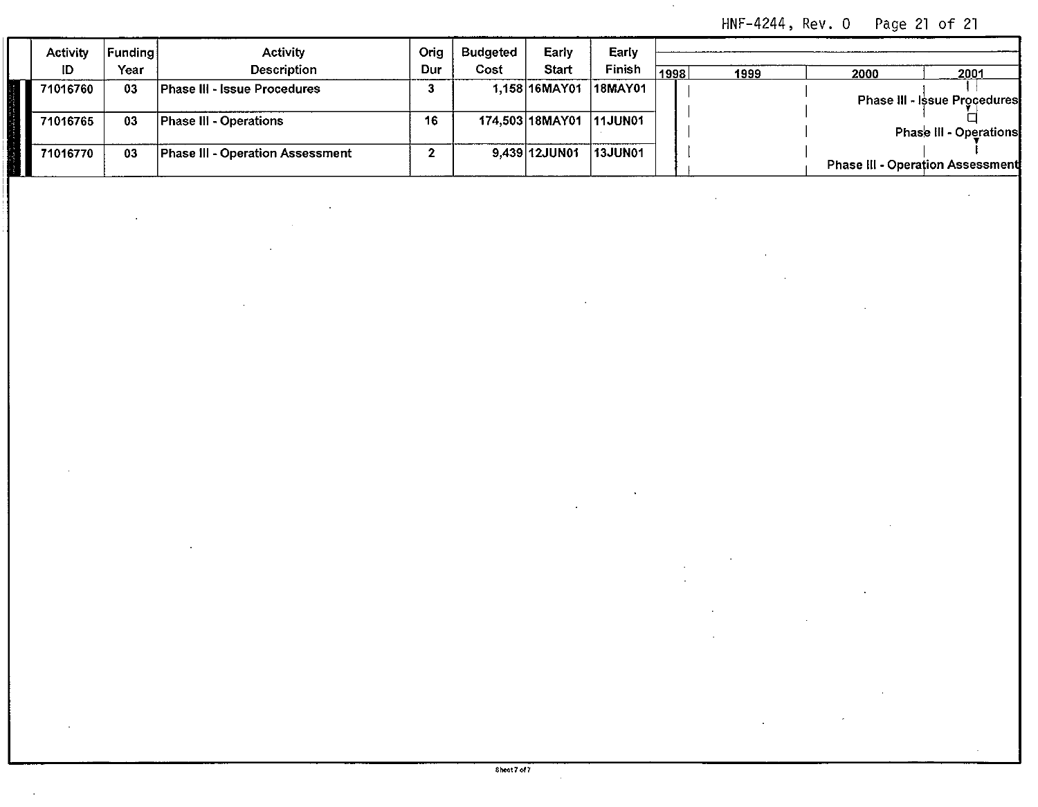| Activity ID | Funding Year | Activity Description | Orig Dur | Budgeted Cost | Early Start | Early Finish |
|---|---|---|---|---|---|---|
| 71016760 | 03 | Phase III - Issue Procedures | 3 | 1,158 | 16MAY01 | 18MAY01 |
| 71016765 | 03 | Phase III - Operations | 16 | 174,503 | 18MAY01 | 11JUN01 |
| 71016770 | 03 | Phase III - Operation Assessment | 2 | 9,439 | 12JUN01 | 13JUN01 |

1998
1999
2000
2001

Phase III - Issue Procedures

Phase III - Operations

Phase III - Operation Assessment

Sheet 7 of 7